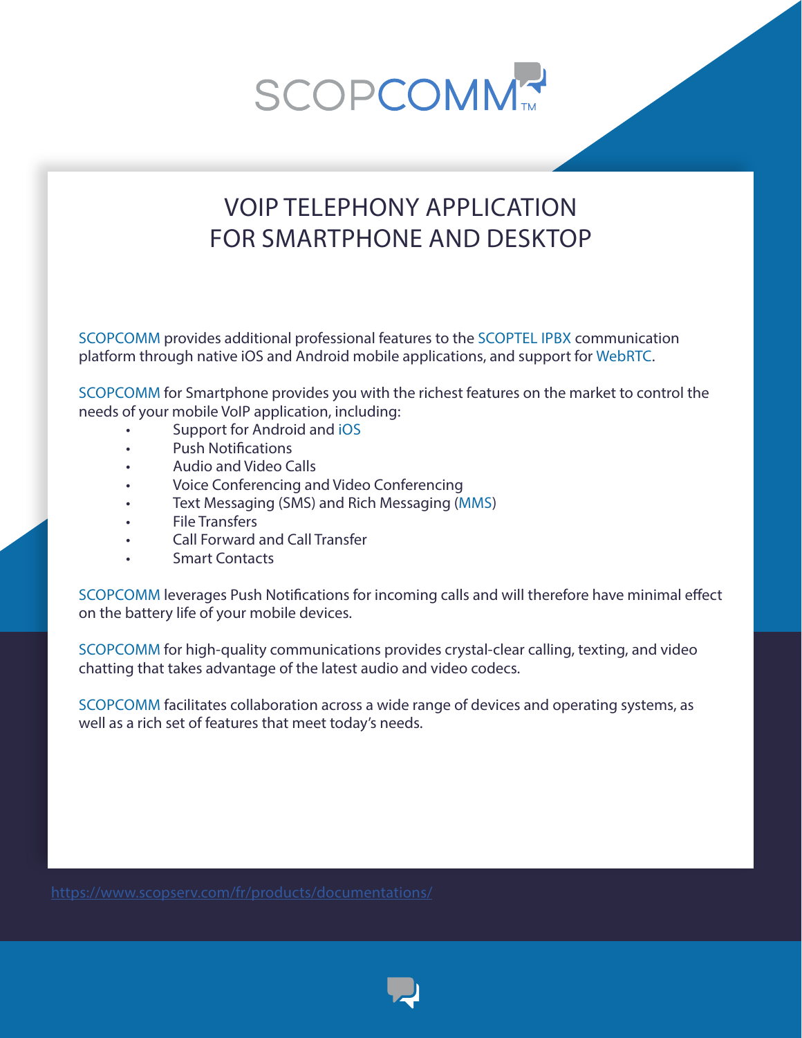# SCOPCOMM™

## VOIP TELEPHONY APPLICATION FOR SMARTPHONE AND DESKTOP

SCOPCOMM provides additional professional features to the SCOPTEL IPBX communication platform through native iOS and Android mobile applications, and support for WebRTC.

SCOPCOMM for Smartphone provides you with the richest features on the market to control the needs of your mobile VoIP application, including:

- Support for Android and iOS
- Push Notifications
- Audio and Video Calls
- Voice Conferencing and Video Conferencing
- Text Messaging (SMS) and Rich Messaging (MMS)
- File Transfers
- Call Forward and Call Transfer
- Smart Contacts

SCOPCOMM leverages Push Notifications for incoming calls and will therefore have minimal effect on the battery life of your mobile devices.

SCOPCOMM for high-quality communications provides crystal-clear calling, texting, and video chatting that takes advantage of the latest audio and video codecs.

SCOPCOMM facilitates collaboration across a wide range of devices and operating systems, as well as a rich set of features that meet today's needs.

https://www.scopserv.com/fr/products/documentations/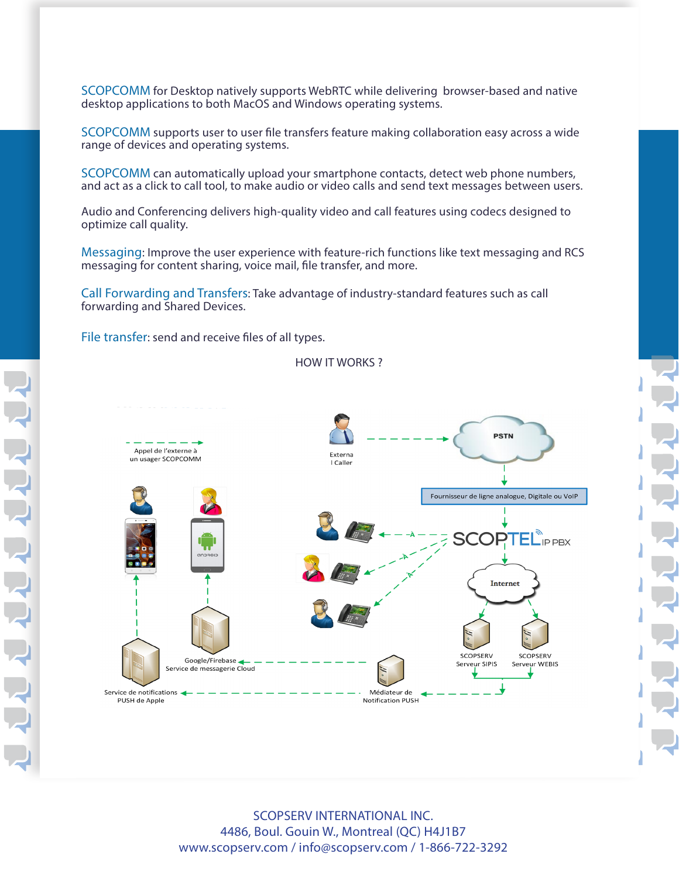SCOPCOMM for Desktop natively supports WebRTC while delivering browser-based and native desktop applications to both MacOS and Windows operating systems.

SCOPCOMM supports user to user file transfers feature making collaboration easy across a wide range of devices and operating systems.

SCOPCOMM can automatically upload your smartphone contacts, detect web phone numbers, and act as a click to call tool, to make audio or video calls and send text messages between users.

Audio and Conferencing delivers high-quality video and call features using codecs designed to optimize call quality.

Messaging: Improve the user experience with feature-rich functions like text messaging and RCS messaging for content sharing, voice mail, file transfer, and more.

Call Forwarding and Transfers: Take advantage of industry-standard features such as call forwarding and Shared Devices.

File transfer: send and receive files of all types.

HOW IT WORKS ?

Appel de l'externe à un usager SCOPCOMM

External Caller

PSTN

Fournisseur de ligne analogue, Digitale ou VoIP

SCOPTEL IP PBX

Internet

SCOPSERV Serveur SIPIS

SCOPSERV Serveur WEBIS

Médiateur de Notification PUSH

Google/Firebase Service de messagerie Cloud

Service de notifications PUSH de Apple

SCOPSERV INTERNATIONAL INC.
4486, Boul. Gouin W., Montreal (QC) H4J1B7
www.scopserv.com / info@scopserv.com / 1-866-722-3292